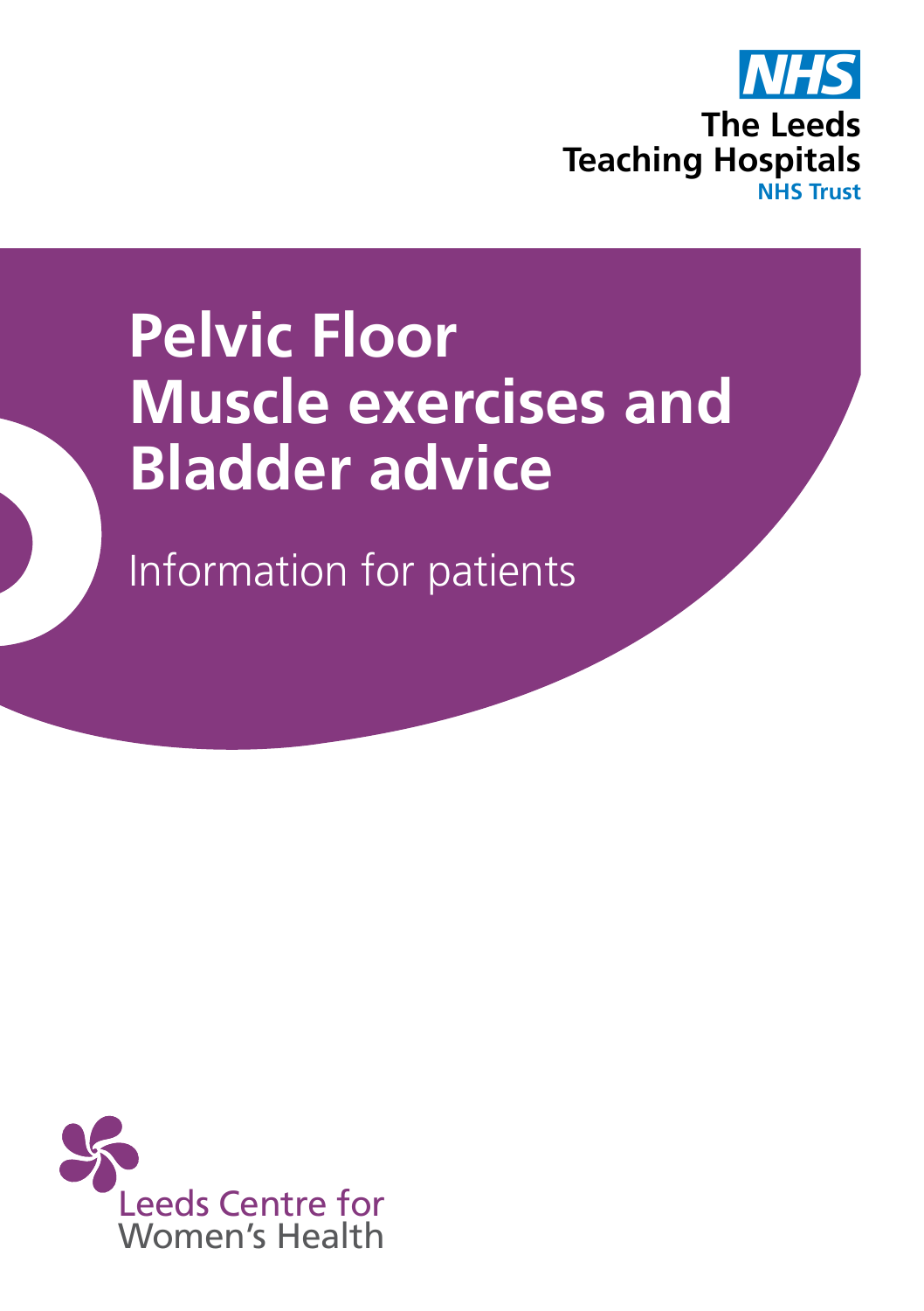NHS
The Leeds Teaching Hospitals
NHS Trust

# Pelvic Floor Muscle exercises and Bladder advice

Information for patients

Leeds Centre for Women's Health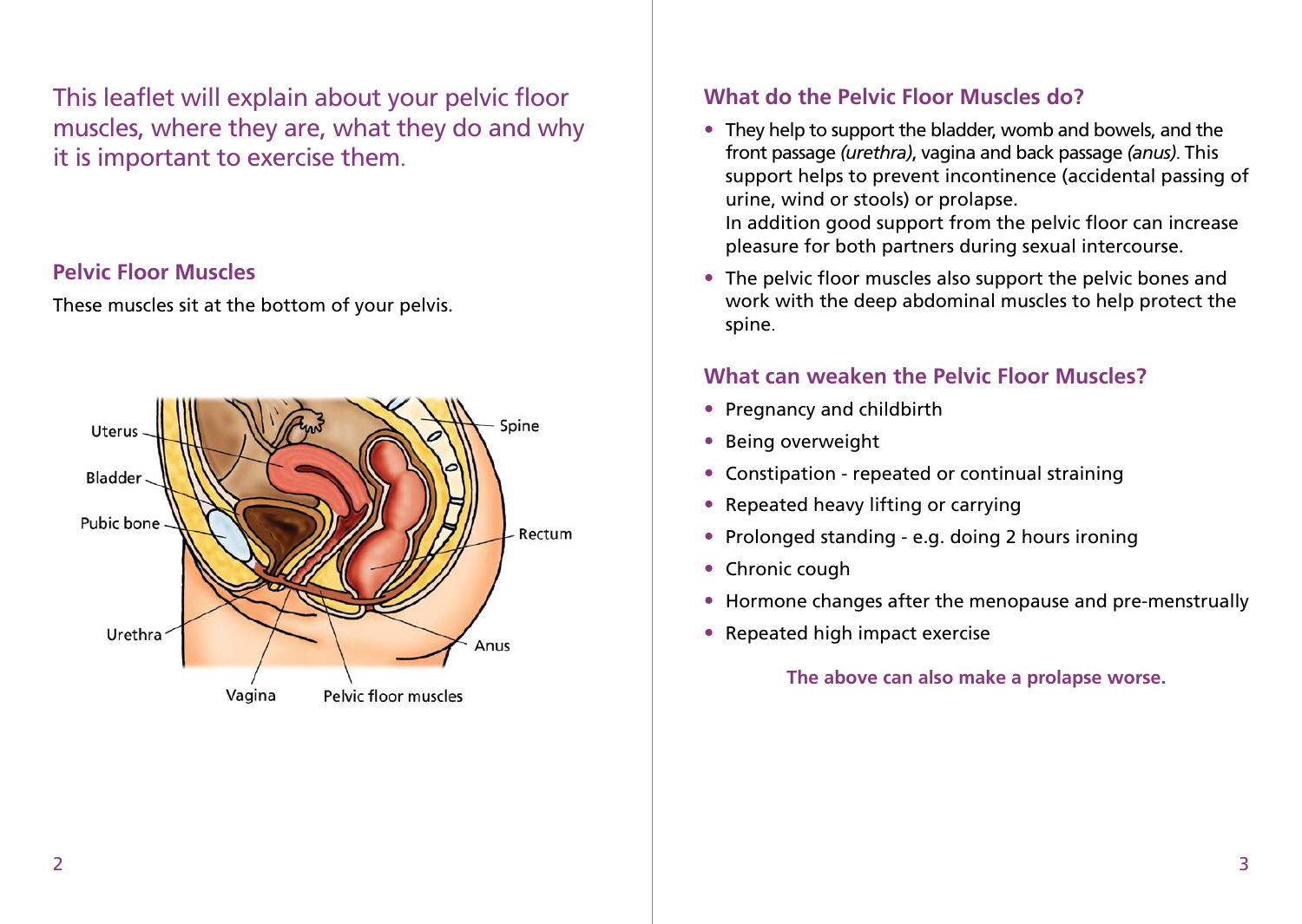This leaflet will explain about your pelvic floor muscles, where they are, what they do and why it is important to exercise them.

## Pelvic Floor Muscles

These muscles sit at the bottom of your pelvis.

## What do the Pelvic Floor Muscles do?

- They help to support the bladder, womb and bowels, and the front passage *(urethra)*, vagina and back passage *(anus)*. This support helps to prevent incontinence (accidental passing of urine, wind or stools) or prolapse.
  In addition good support from the pelvic floor can increase pleasure for both partners during sexual intercourse.
- The pelvic floor muscles also support the pelvic bones and work with the deep abdominal muscles to help protect the spine.

## What can weaken the Pelvic Floor Muscles?

- Pregnancy and childbirth
- Being overweight
- Constipation - repeated or continual straining
- Repeated heavy lifting or carrying
- Prolonged standing - e.g. doing 2 hours ironing
- Chronic cough
- Hormone changes after the menopause and pre-menstrually
- Repeated high impact exercise

**The above can also make a prolapse worse.**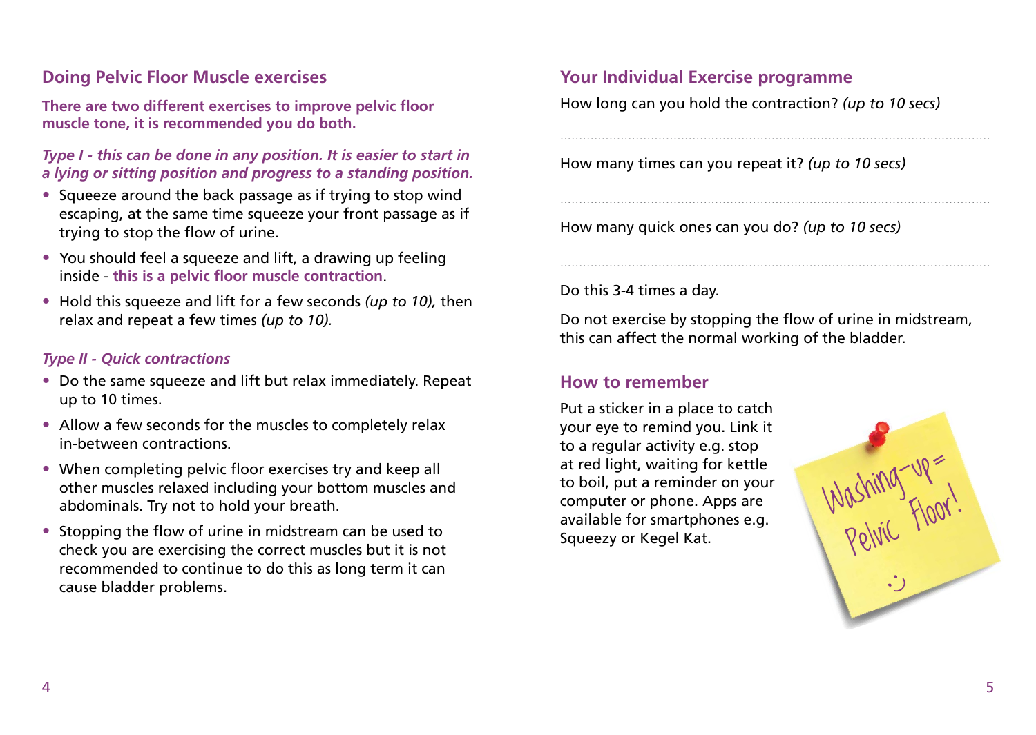## Doing Pelvic Floor Muscle exercises

**There are two different exercises to improve pelvic floor muscle tone, it is recommended you do both.**

***Type I - this can be done in any position. It is easier to start in a lying or sitting position and progress to a standing position.***

- Squeeze around the back passage as if trying to stop wind escaping, at the same time squeeze your front passage as if trying to stop the flow of urine.
- You should feel a squeeze and lift, a drawing up feeling inside - **this is a pelvic floor muscle contraction**.
- Hold this squeeze and lift for a few seconds *(up to 10),* then relax and repeat a few times *(up to 10).*

***Type II - Quick contractions***

- Do the same squeeze and lift but relax immediately. Repeat up to 10 times.
- Allow a few seconds for the muscles to completely relax in-between contractions.
- When completing pelvic floor exercises try and keep all other muscles relaxed including your bottom muscles and abdominals. Try not to hold your breath.
- Stopping the flow of urine in midstream can be used to check you are exercising the correct muscles but it is not recommended to continue to do this as long term it can cause bladder problems.

## Your Individual Exercise programme

How long can you hold the contraction? *(up to 10 secs)*

.......................................................................................................

How many times can you repeat it? *(up to 10 secs)*

.......................................................................................................

How many quick ones can you do? *(up to 10 secs)*

.......................................................................................................

Do this 3-4 times a day.

Do not exercise by stopping the flow of urine in midstream, this can affect the normal working of the bladder.

## How to remember

Put a sticker in a place to catch your eye to remind you. Link it to a regular activity e.g. stop at red light, waiting for kettle to boil, put a reminder on your computer or phone. Apps are available for smartphones e.g. Squeezy or Kegel Kat.

Washing-up = Pelvic Floor! :)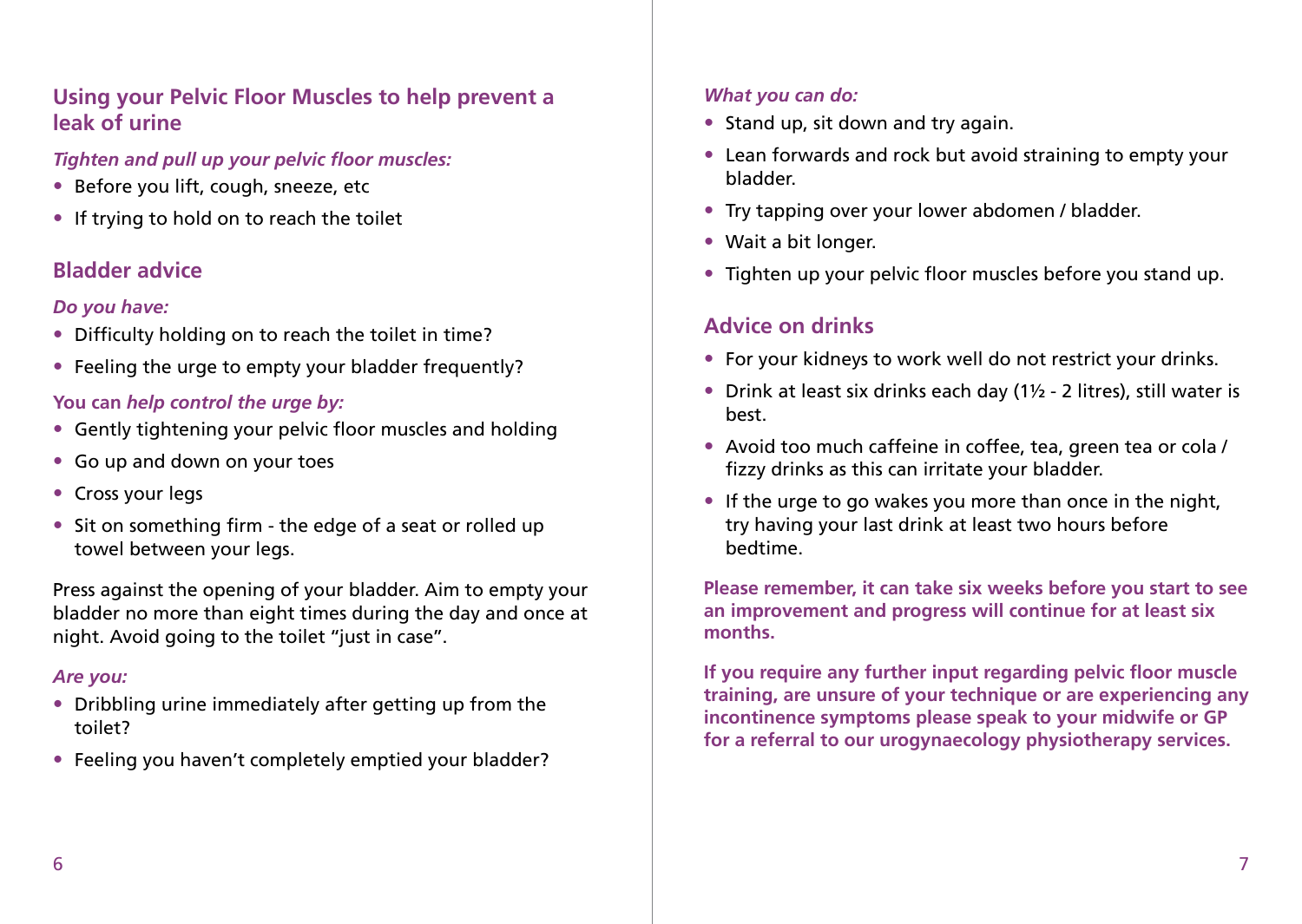## Using your Pelvic Floor Muscles to help prevent a leak of urine

***Tighten and pull up your pelvic floor muscles:***

- Before you lift, cough, sneeze, etc
- If trying to hold on to reach the toilet

## Bladder advice

***Do you have:***

- Difficulty holding on to reach the toilet in time?
- Feeling the urge to empty your bladder frequently?

**You can *help control the urge by:***

- Gently tightening your pelvic floor muscles and holding
- Go up and down on your toes
- Cross your legs
- Sit on something firm - the edge of a seat or rolled up towel between your legs.

Press against the opening of your bladder. Aim to empty your bladder no more than eight times during the day and once at night. Avoid going to the toilet "just in case".

***Are you:***

- Dribbling urine immediately after getting up from the toilet?
- Feeling you haven't completely emptied your bladder?

***What you can do:***

- Stand up, sit down and try again.
- Lean forwards and rock but avoid straining to empty your bladder.
- Try tapping over your lower abdomen / bladder.
- Wait a bit longer.
- Tighten up your pelvic floor muscles before you stand up.

## Advice on drinks

- For your kidneys to work well do not restrict your drinks.
- Drink at least six drinks each day (1½ - 2 litres), still water is best.
- Avoid too much caffeine in coffee, tea, green tea or cola / fizzy drinks as this can irritate your bladder.
- If the urge to go wakes you more than once in the night, try having your last drink at least two hours before bedtime.

**Please remember, it can take six weeks before you start to see an improvement and progress will continue for at least six months.**

**If you require any further input regarding pelvic floor muscle training, are unsure of your technique or are experiencing any incontinence symptoms please speak to your midwife or GP for a referral to our urogynaecology physiotherapy services.**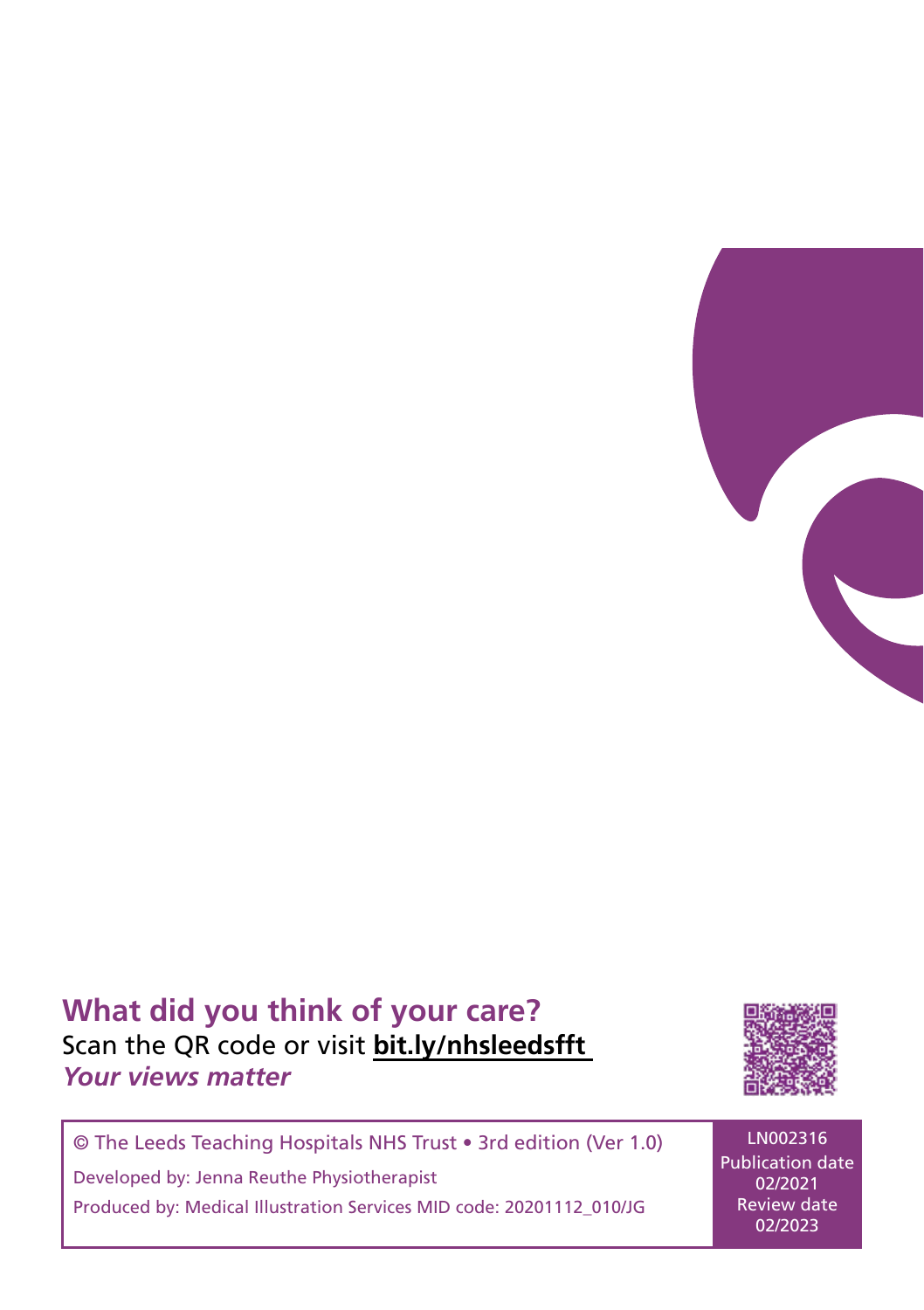## What did you think of your care?

Scan the QR code or visit **bit.ly/nhsleedsfft**

***Your views matter***

© The Leeds Teaching Hospitals NHS Trust • 3rd edition (Ver 1.0)

Developed by: Jenna Reuthe Physiotherapist

Produced by: Medical Illustration Services MID code: 20201112_010/JG

LN002316

Publication date 02/2021

Review date 02/2023